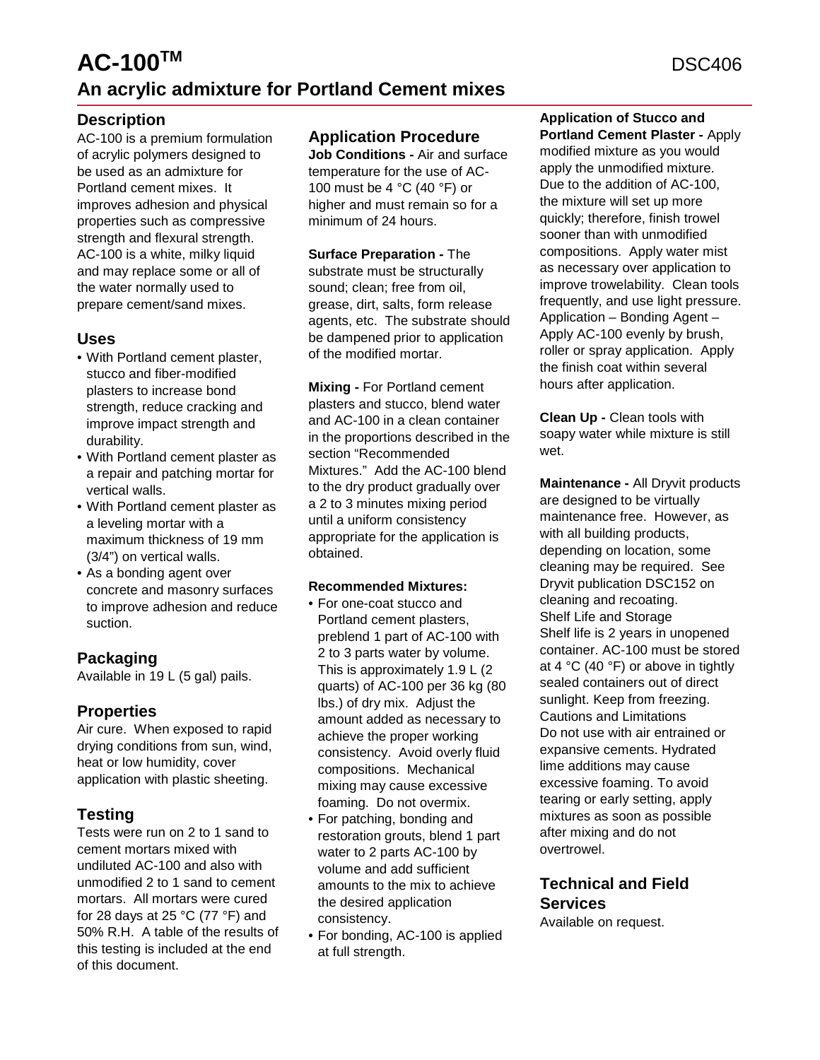# AC-100™

DSC406

## An acrylic admixture for Portland Cement mixes

### Description

AC-100 is a premium formulation of acrylic polymers designed to be used as an admixture for Portland cement mixes. It improves adhesion and physical properties such as compressive strength and flexural strength. AC-100 is a white, milky liquid and may replace some or all of the water normally used to prepare cement/sand mixes.

### Uses

- With Portland cement plaster, stucco and fiber-modified plasters to increase bond strength, reduce cracking and improve impact strength and durability.
- With Portland cement plaster as a repair and patching mortar for vertical walls.
- With Portland cement plaster as a leveling mortar with a maximum thickness of 19 mm (3/4") on vertical walls.
- As a bonding agent over concrete and masonry surfaces to improve adhesion and reduce suction.

### Packaging

Available in 19 L (5 gal) pails.

### Properties

Air cure. When exposed to rapid drying conditions from sun, wind, heat or low humidity, cover application with plastic sheeting.

### Testing

Tests were run on 2 to 1 sand to cement mortars mixed with undiluted AC-100 and also with unmodified 2 to 1 sand to cement mortars. All mortars were cured for 28 days at 25 °C (77 °F) and 50% R.H. A table of the results of this testing is included at the end of this document.

### Application Procedure

**Job Conditions -** Air and surface temperature for the use of AC-100 must be 4 °C (40 °F) or higher and must remain so for a minimum of 24 hours.

**Surface Preparation -** The substrate must be structurally sound; clean; free from oil, grease, dirt, salts, form release agents, etc. The substrate should be dampened prior to application of the modified mortar.

**Mixing -** For Portland cement plasters and stucco, blend water and AC-100 in a clean container in the proportions described in the section "Recommended Mixtures." Add the AC-100 blend to the dry product gradually over a 2 to 3 minutes mixing period until a uniform consistency appropriate for the application is obtained.

**Recommended Mixtures:**

- For one-coat stucco and Portland cement plasters, preblend 1 part of AC-100 with 2 to 3 parts water by volume. This is approximately 1.9 L (2 quarts) of AC-100 per 36 kg (80 lbs.) of dry mix. Adjust the amount added as necessary to achieve the proper working consistency. Avoid overly fluid compositions. Mechanical mixing may cause excessive foaming. Do not overmix.
- For patching, bonding and restoration grouts, blend 1 part water to 2 parts AC-100 by volume and add sufficient amounts to the mix to achieve the desired application consistency.
- For bonding, AC-100 is applied at full strength.

**Application of Stucco and Portland Cement Plaster -** Apply modified mixture as you would apply the unmodified mixture. Due to the addition of AC-100, the mixture will set up more quickly; therefore, finish trowel sooner than with unmodified compositions. Apply water mist as necessary over application to improve trowelability. Clean tools frequently, and use light pressure.
Application – Bonding Agent – Apply AC-100 evenly by brush, roller or spray application. Apply the finish coat within several hours after application.

**Clean Up -** Clean tools with soapy water while mixture is still wet.

**Maintenance -** All Dryvit products are designed to be virtually maintenance free. However, as with all building products, depending on location, some cleaning may be required. See Dryvit publication DSC152 on cleaning and recoating.
Shelf Life and Storage
Shelf life is 2 years in unopened container. AC-100 must be stored at 4 °C (40 °F) or above in tightly sealed containers out of direct sunlight. Keep from freezing.
Cautions and Limitations
Do not use with air entrained or expansive cements. Hydrated lime additions may cause excessive foaming. To avoid tearing or early setting, apply mixtures as soon as possible after mixing and do not overtrowel.

### Technical and Field Services

Available on request.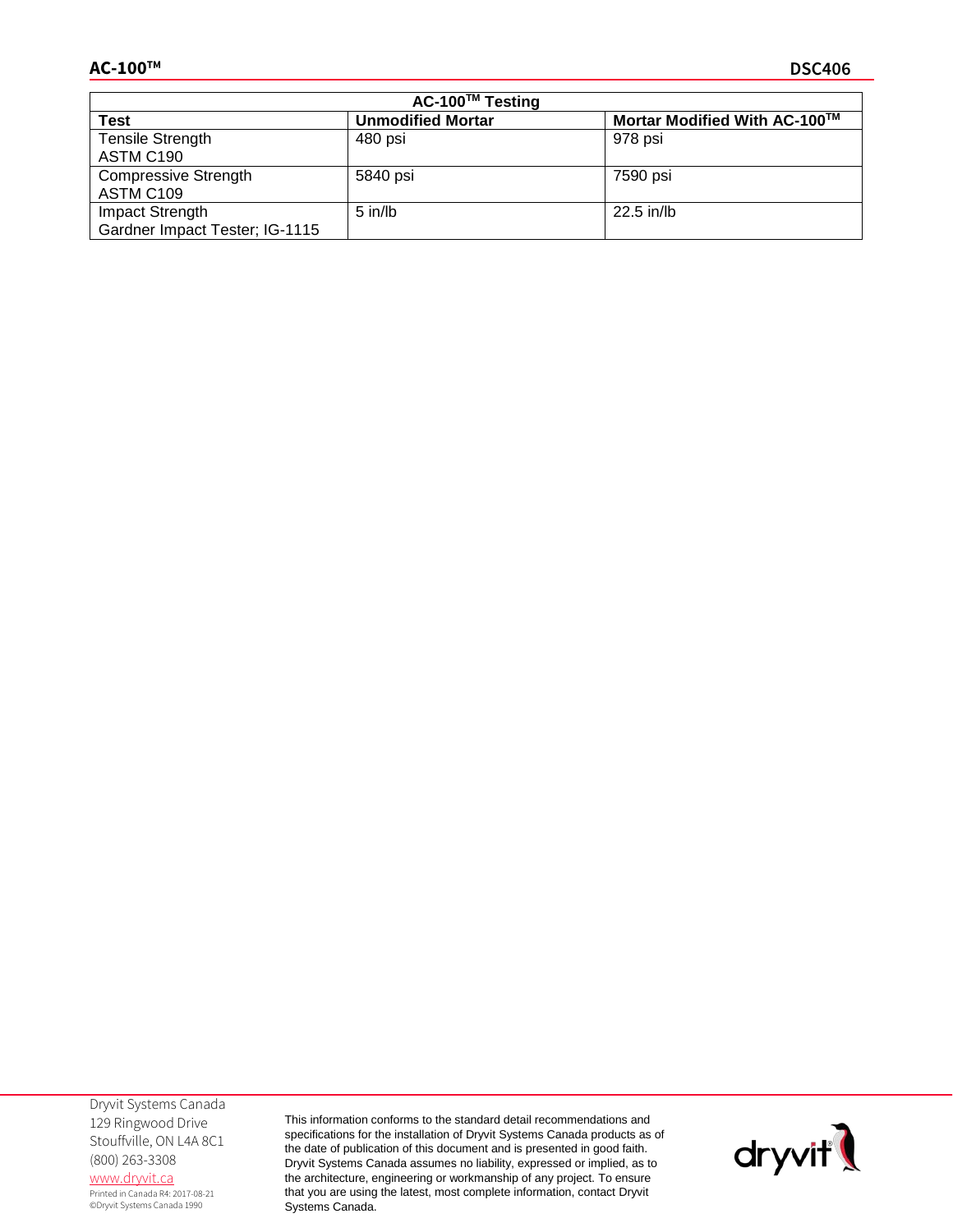| AC-100™ Testing | | |
| --- | --- | --- |
| **Test** | **Unmodified Mortar** | **Mortar Modified With AC-100™** |
| Tensile Strength<br>ASTM C190 | 480 psi | 978 psi |
| Compressive Strength<br>ASTM C109 | 5840 psi | 7590 psi |
| Impact Strength<br>Gardner Impact Tester; IG-1115 | 5 in/lb | 22.5 in/lb |

Dryvit Systems Canada
129 Ringwood Drive
Stouffville, ON L4A 8C1
(800) 263-3308
www.dryvit.ca
Printed in Canada R4: 2017-08-21
©Dryvit Systems Canada 1990

This information conforms to the standard detail recommendations and specifications for the installation of Dryvit Systems Canada products as of the date of publication of this document and is presented in good faith. Dryvit Systems Canada assumes no liability, expressed or implied, as to the architecture, engineering or workmanship of any project. To ensure that you are using the latest, most complete information, contact Dryvit Systems Canada.